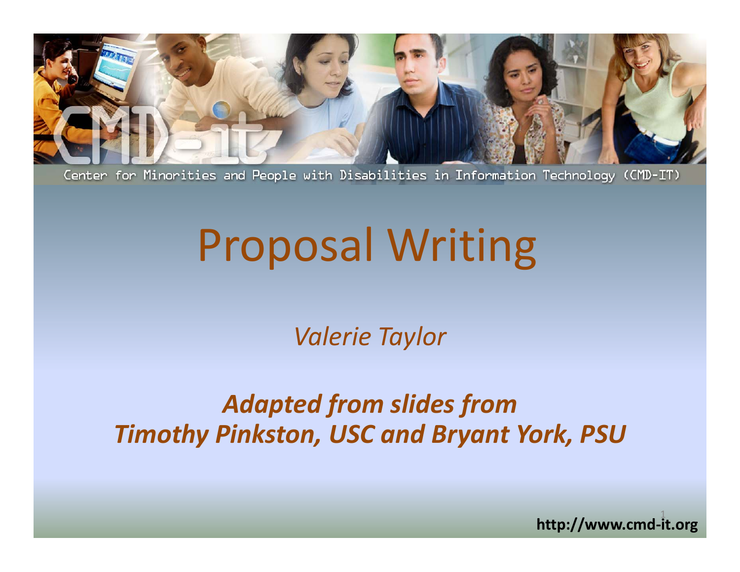Center for Minorities and People with Disabilities in Information Technology (CMD-IT)

# Proposal Writing

*Valerie Taylor*

***Adapted from slides from***
***Timothy Pinkston, USC and Bryant York, PSU***

**http://www.cmd-it.org**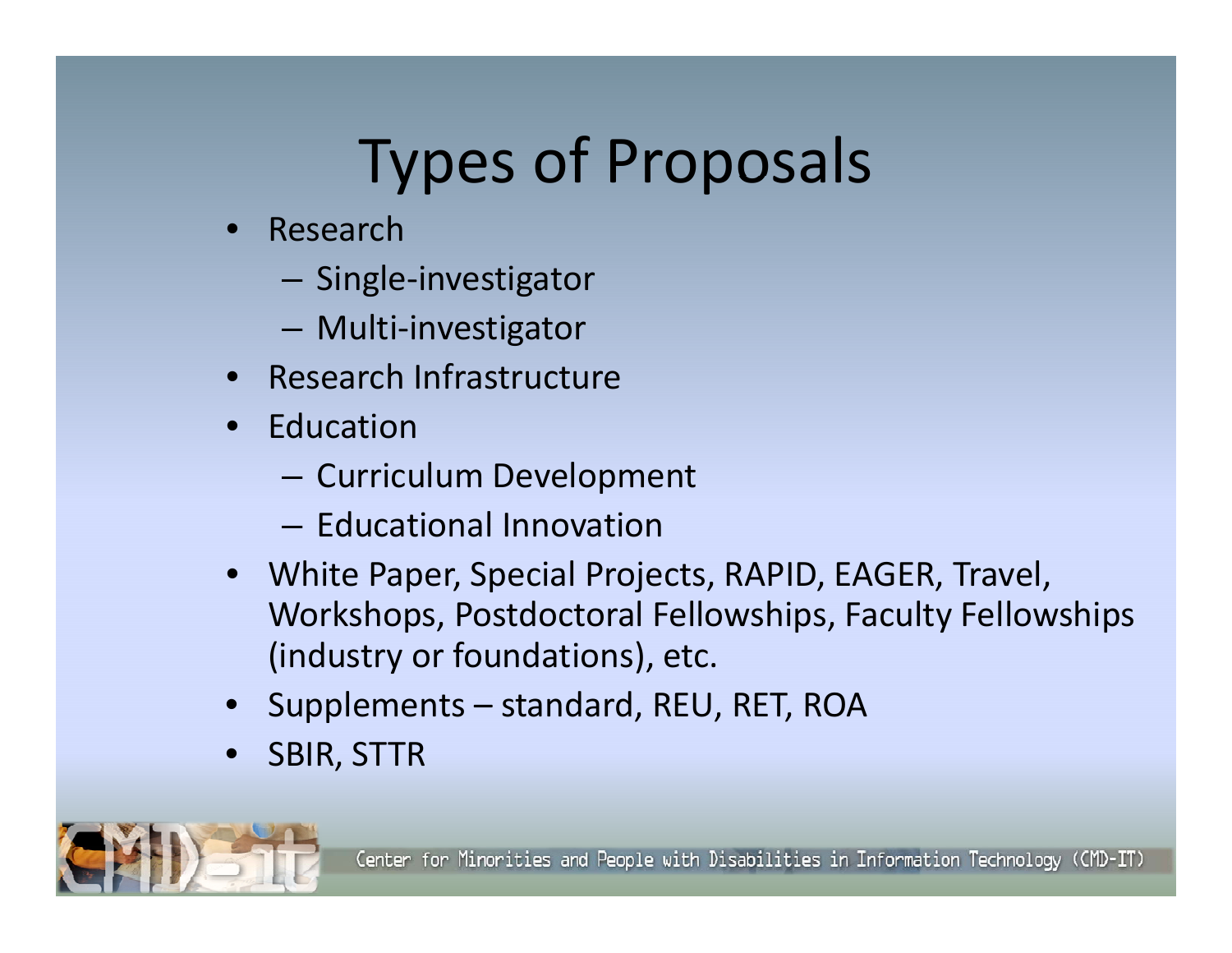# Types of Proposals

- Research
  - Single-investigator
  - Multi-investigator
- Research Infrastructure
- Education
  - Curriculum Development
  - Educational Innovation
- White Paper, Special Projects, RAPID, EAGER, Travel, Workshops, Postdoctoral Fellowships, Faculty Fellowships (industry or foundations), etc.
- Supplements – standard, REU, RET, ROA
- SBIR, STTR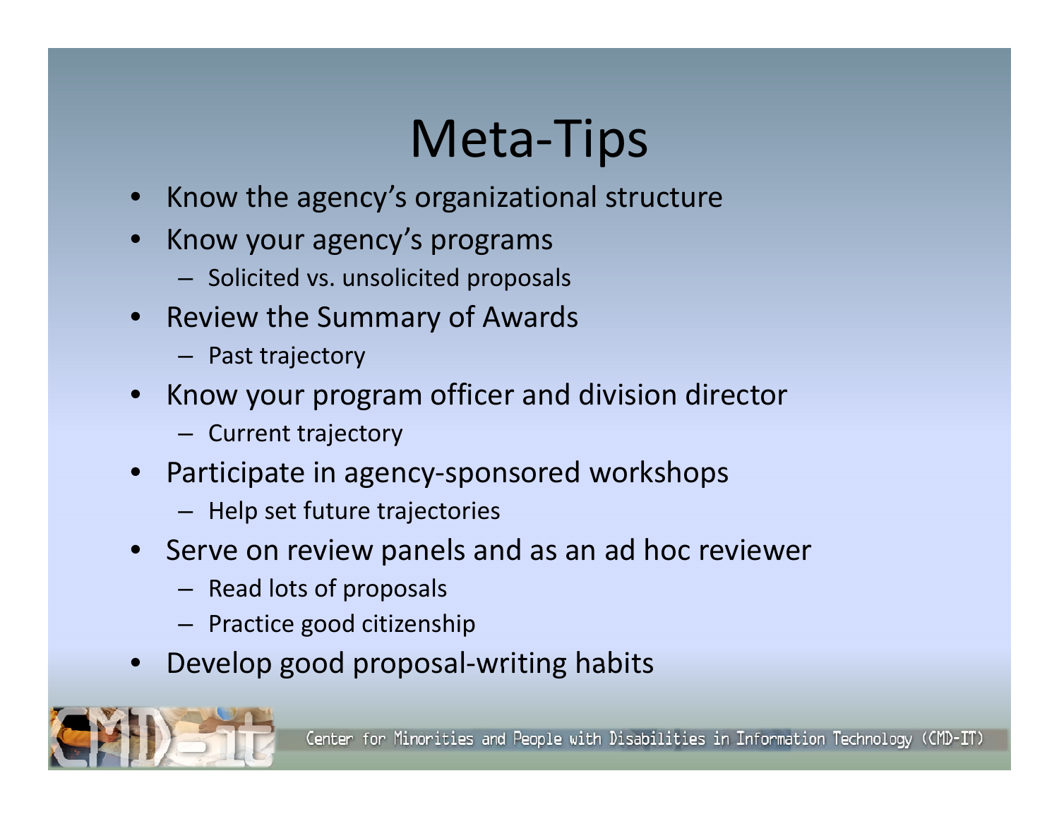# Meta-Tips

- Know the agency's organizational structure
- Know your agency's programs
  - Solicited vs. unsolicited proposals
- Review the Summary of Awards
  - Past trajectory
- Know your program officer and division director
  - Current trajectory
- Participate in agency-sponsored workshops
  - Help set future trajectories
- Serve on review panels and as an ad hoc reviewer
  - Read lots of proposals
  - Practice good citizenship
- Develop good proposal-writing habits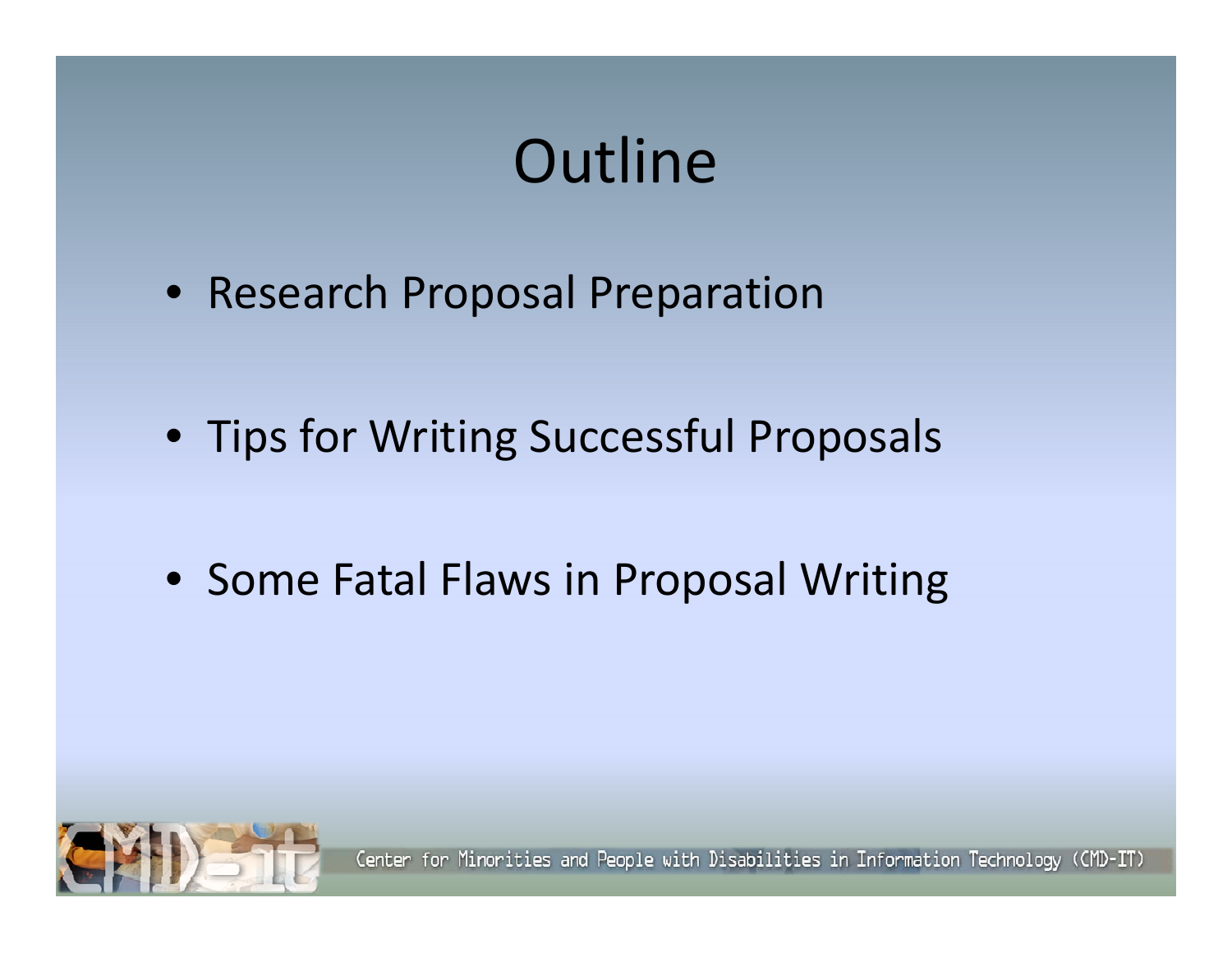# Outline

- Research Proposal Preparation
- Tips for Writing Successful Proposals
- Some Fatal Flaws in Proposal Writing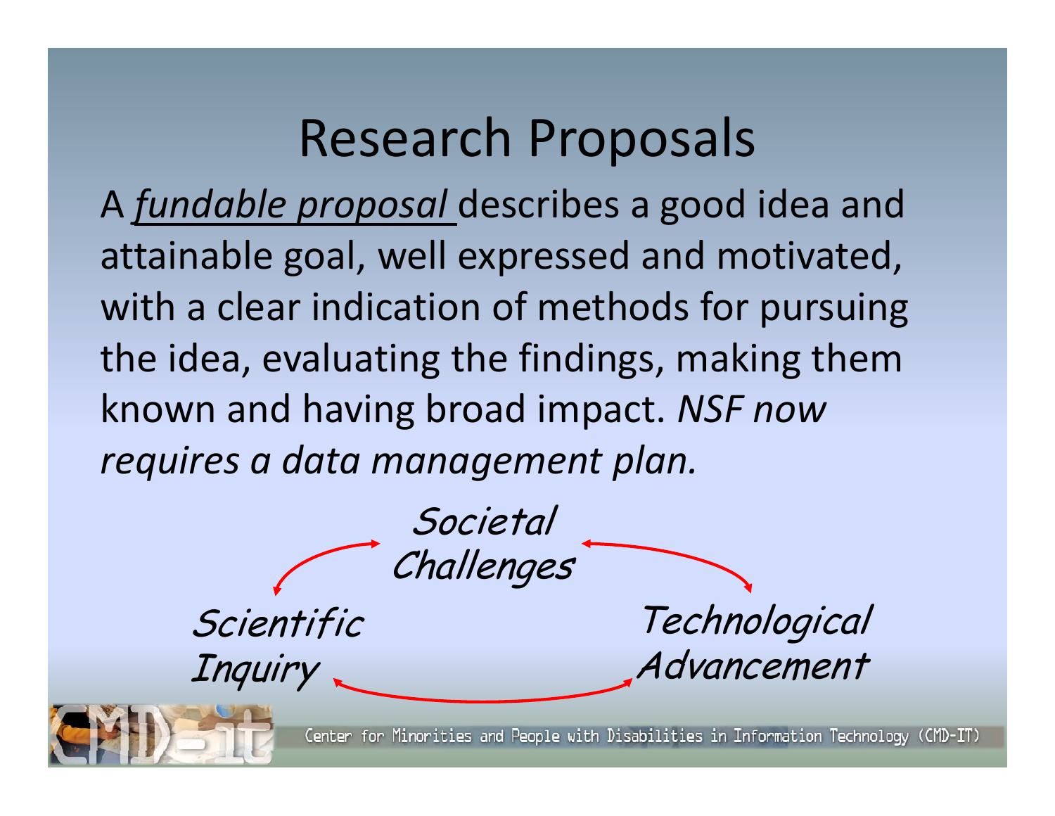# Research Proposals

A *fundable proposal* describes a good idea and attainable goal, well expressed and motivated, with a clear indication of methods for pursuing the idea, evaluating the findings, making them known and having broad impact. *NSF now requires a data management plan.*

*Societal Challenges*

*Scientific Inquiry*

*Technological Advancement*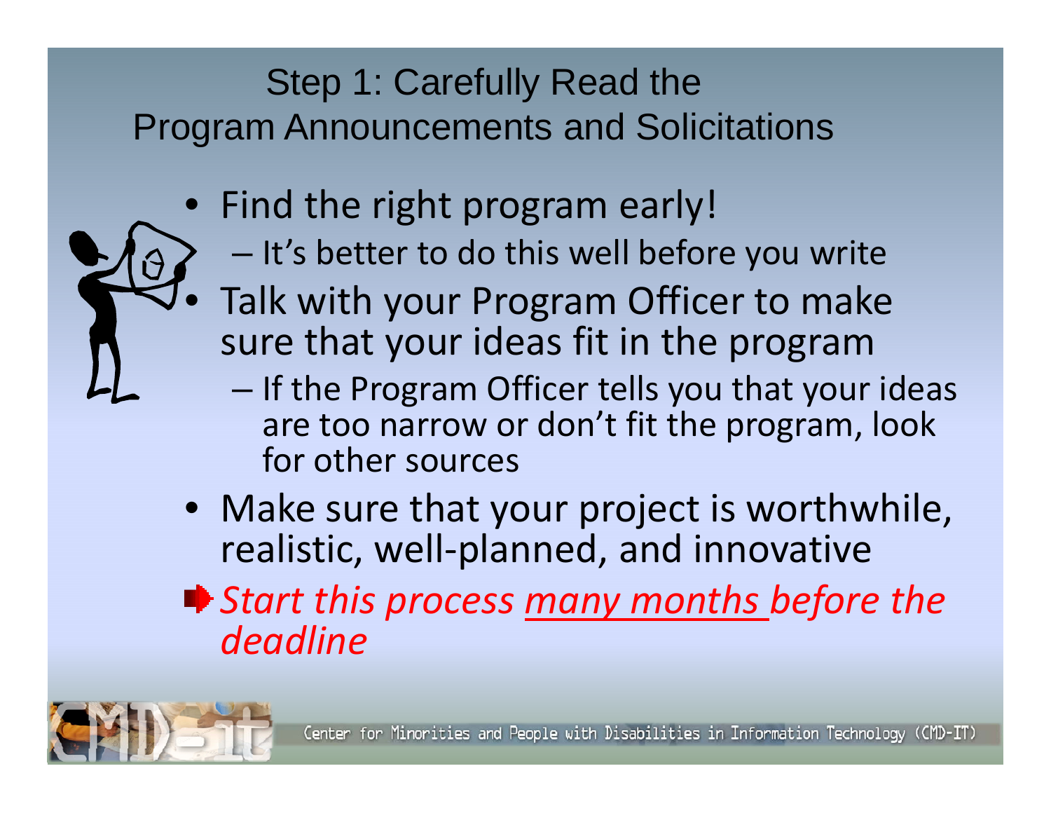# Step 1: Carefully Read the Program Announcements and Solicitations

- Find the right program early!
  - It's better to do this well before you write
- Talk with your Program Officer to make sure that your ideas fit in the program
  - If the Program Officer tells you that your ideas are too narrow or don't fit the program, look for other sources
- Make sure that your project is worthwhile, realistic, well-planned, and innovative

➡ *Start this process <u>many months</u> before the deadline*

Center for Minorities and People with Disabilities in Information Technology (CMD-IT)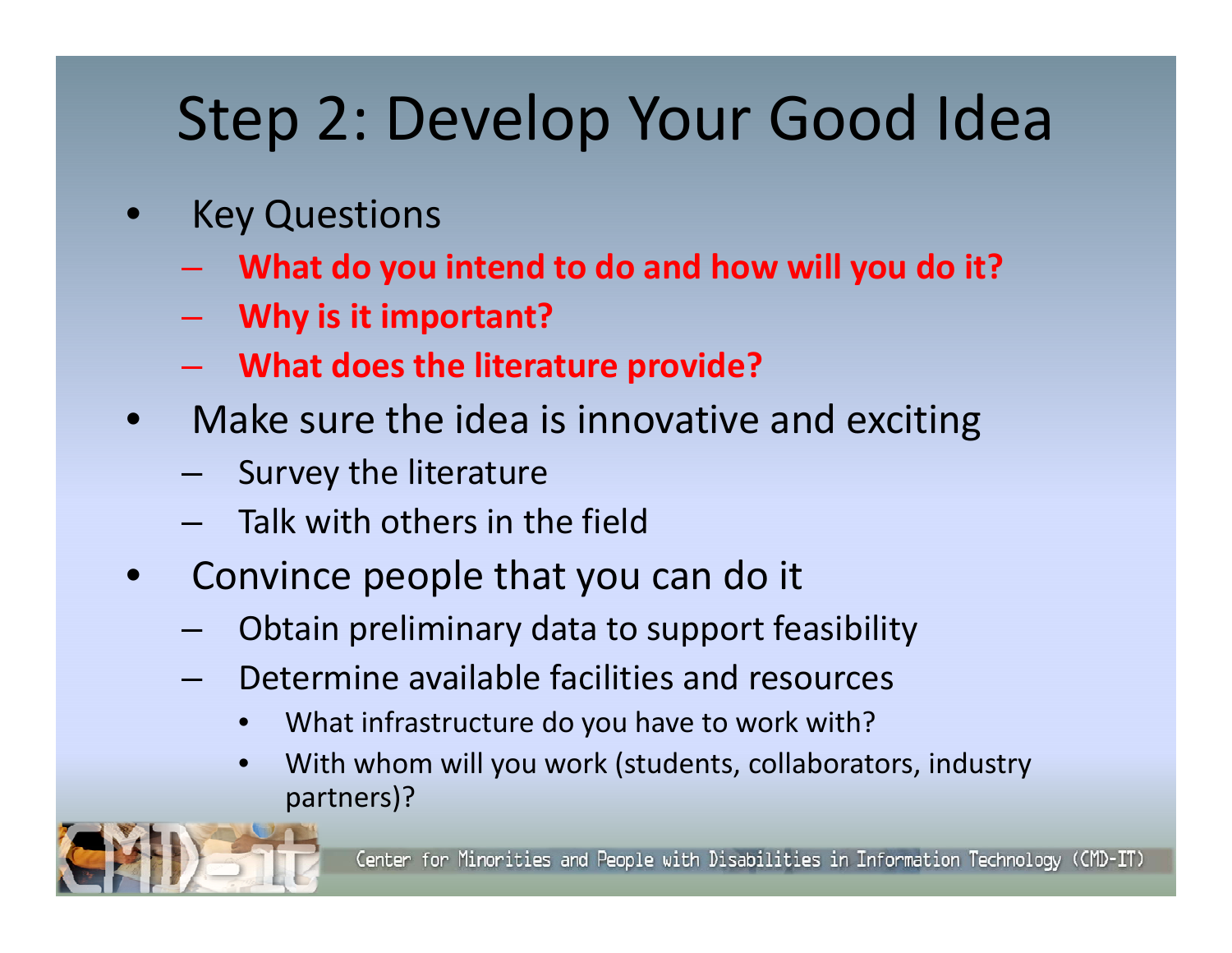# Step 2: Develop Your Good Idea

- Key Questions
  - **What do you intend to do and how will you do it?**
  - **Why is it important?**
  - **What does the literature provide?**
- Make sure the idea is innovative and exciting
  - Survey the literature
  - Talk with others in the field
- Convince people that you can do it
  - Obtain preliminary data to support feasibility
  - Determine available facilities and resources
    - What infrastructure do you have to work with?
    - With whom will you work (students, collaborators, industry partners)?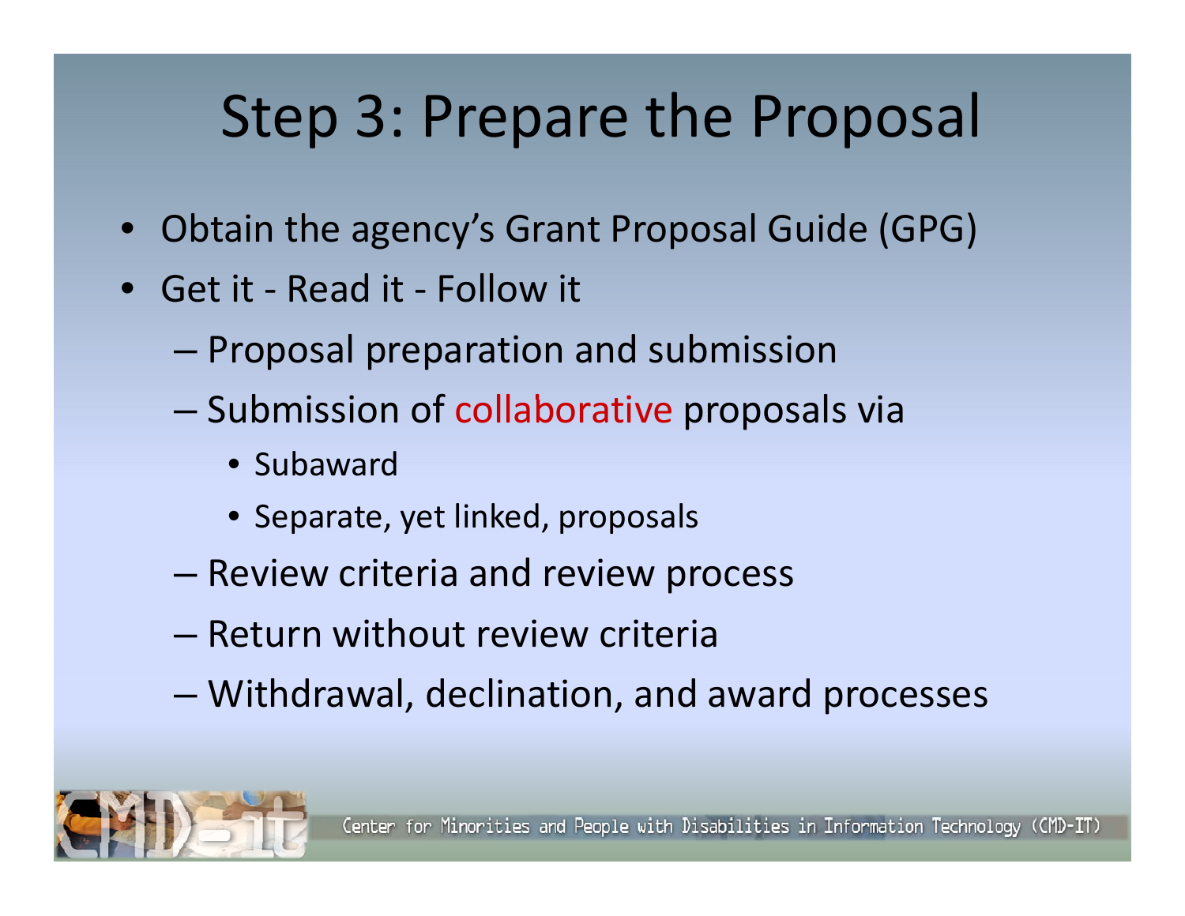# Step 3: Prepare the Proposal

- Obtain the agency's Grant Proposal Guide (GPG)
- Get it - Read it - Follow it
  - Proposal preparation and submission
  - Submission of collaborative proposals via
    - Subaward
    - Separate, yet linked, proposals
  - Review criteria and review process
  - Return without review criteria
  - Withdrawal, declination, and award processes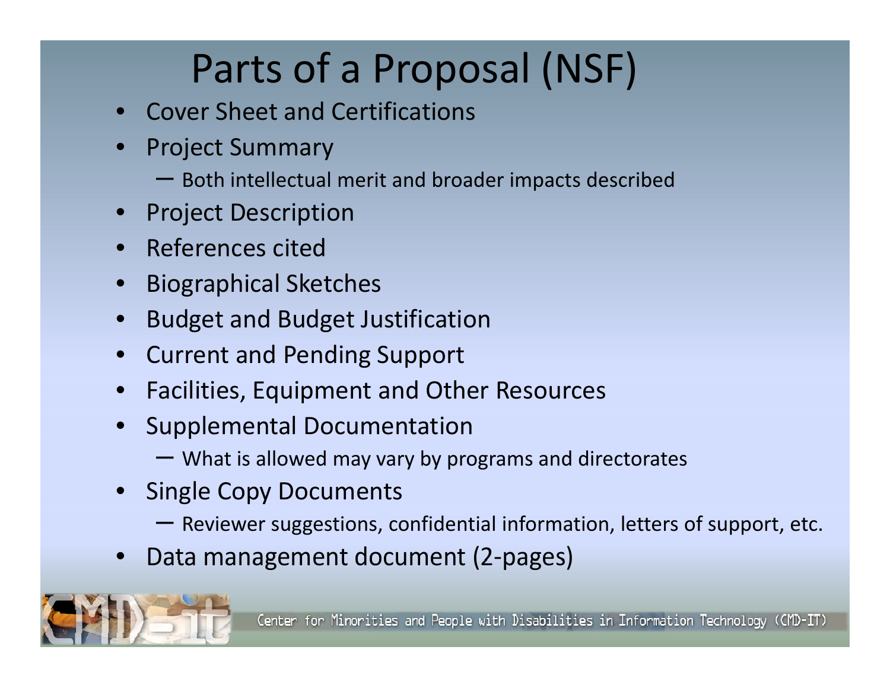# Parts of a Proposal (NSF)

- Cover Sheet and Certifications
- Project Summary
  - Both intellectual merit and broader impacts described
- Project Description
- References cited
- Biographical Sketches
- Budget and Budget Justification
- Current and Pending Support
- Facilities, Equipment and Other Resources
- Supplemental Documentation
  - What is allowed may vary by programs and directorates
- Single Copy Documents
  - Reviewer suggestions, confidential information, letters of support, etc.
- Data management document (2-pages)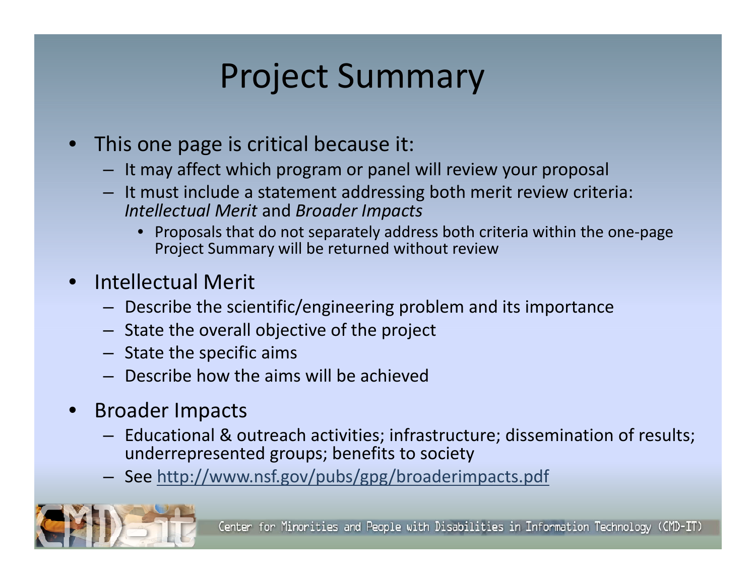# Project Summary

- This one page is critical because it:
  - It may affect which program or panel will review your proposal
  - It must include a statement addressing both merit review criteria: *Intellectual Merit* and *Broader Impacts*
    - Proposals that do not separately address both criteria within the one-page Project Summary will be returned without review
- Intellectual Merit
  - Describe the scientific/engineering problem and its importance
  - State the overall objective of the project
  - State the specific aims
  - Describe how the aims will be achieved
- Broader Impacts
  - Educational & outreach activities; infrastructure; dissemination of results; underrepresented groups; benefits to society
  - See [http://www.nsf.gov/pubs/gpg/broaderimpacts.pdf](http://www.nsf.gov/pubs/gpg/broaderimpacts.pdf)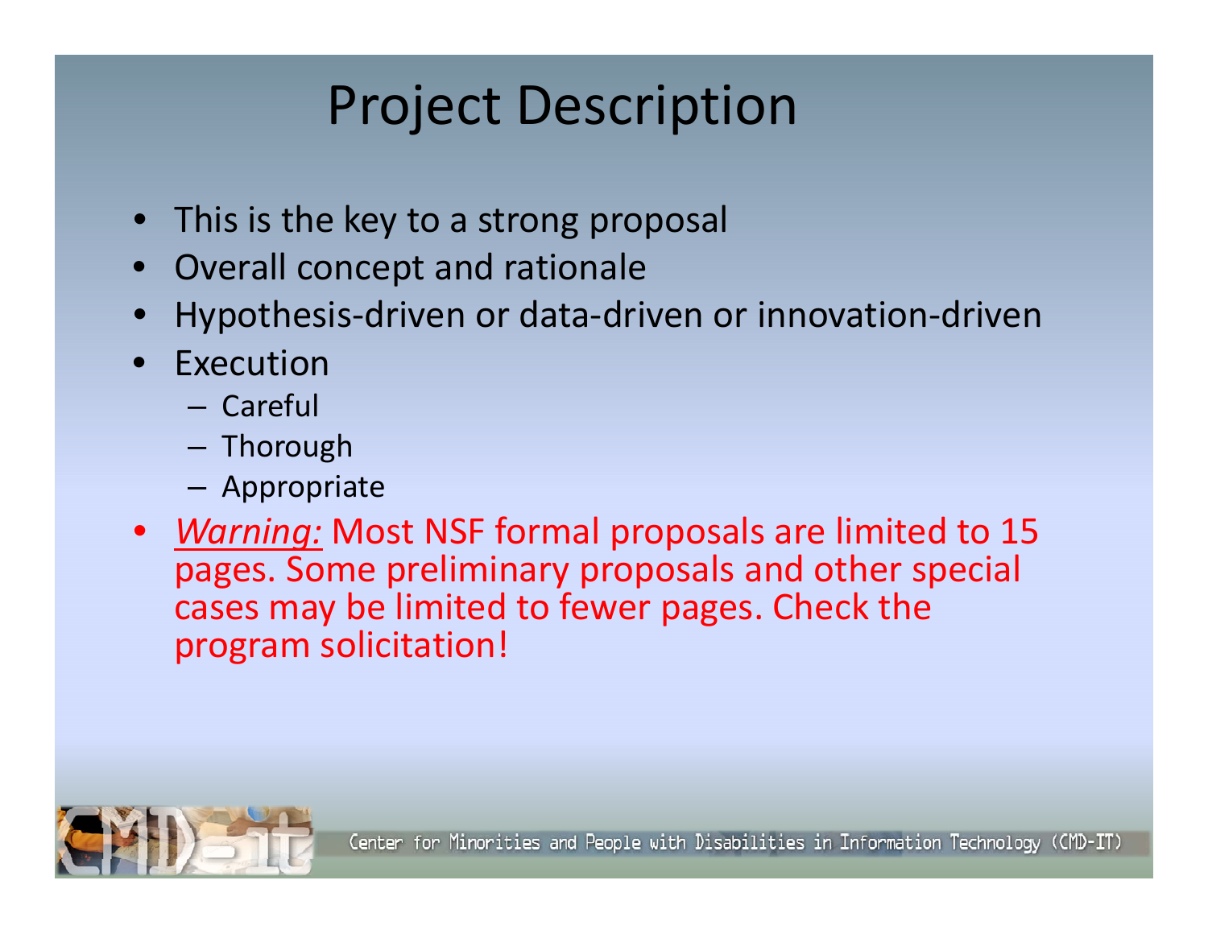# Project Description

- This is the key to a strong proposal
- Overall concept and rationale
- Hypothesis-driven or data-driven or innovation-driven
- Execution
  - Careful
  - Thorough
  - Appropriate
- *Warning:* Most NSF formal proposals are limited to 15 pages. Some preliminary proposals and other special cases may be limited to fewer pages. Check the program solicitation!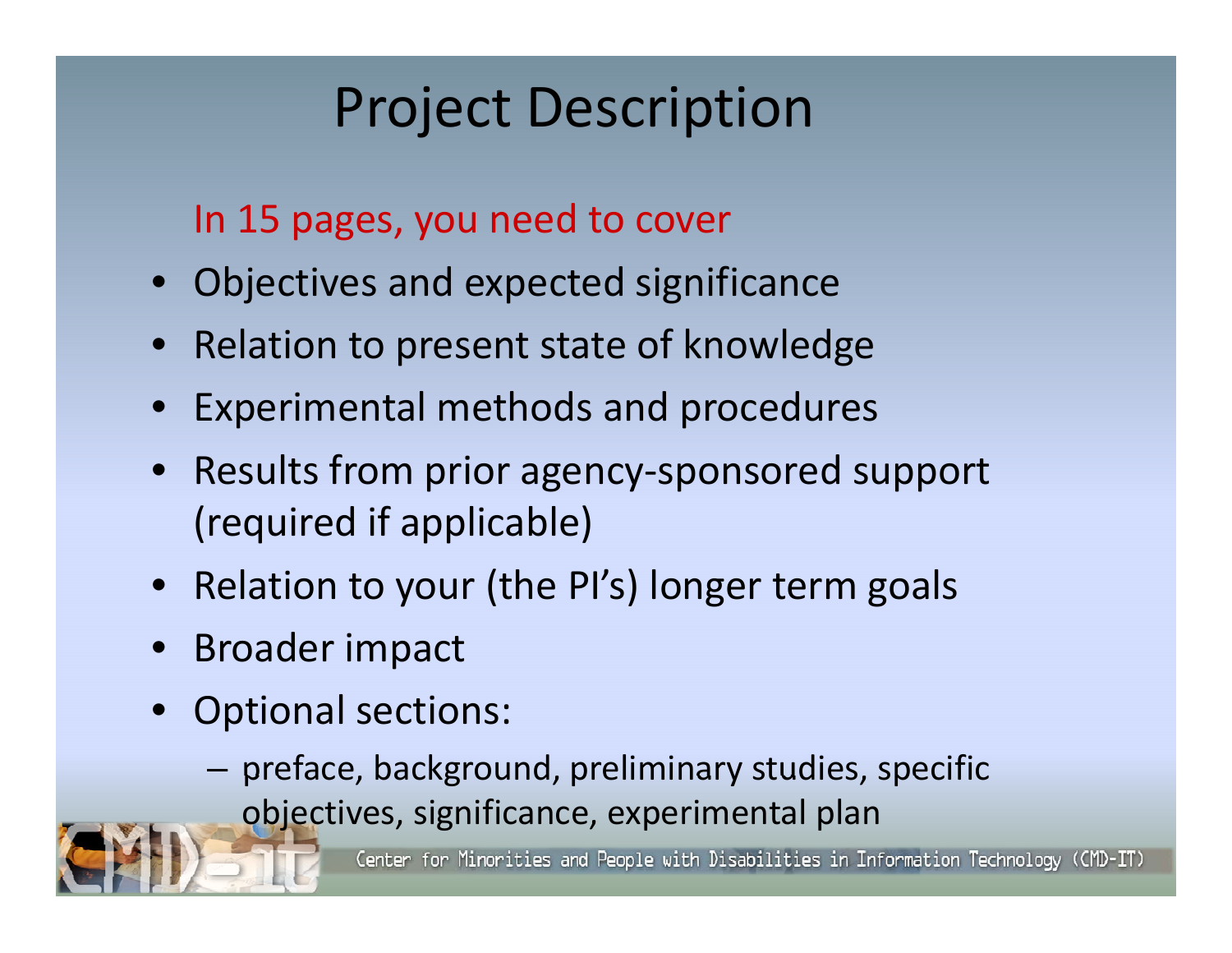# Project Description

In 15 pages, you need to cover

- Objectives and expected significance
- Relation to present state of knowledge
- Experimental methods and procedures
- Results from prior agency-sponsored support (required if applicable)
- Relation to your (the PI's) longer term goals
- Broader impact
- Optional sections:
  - preface, background, preliminary studies, specific objectives, significance, experimental plan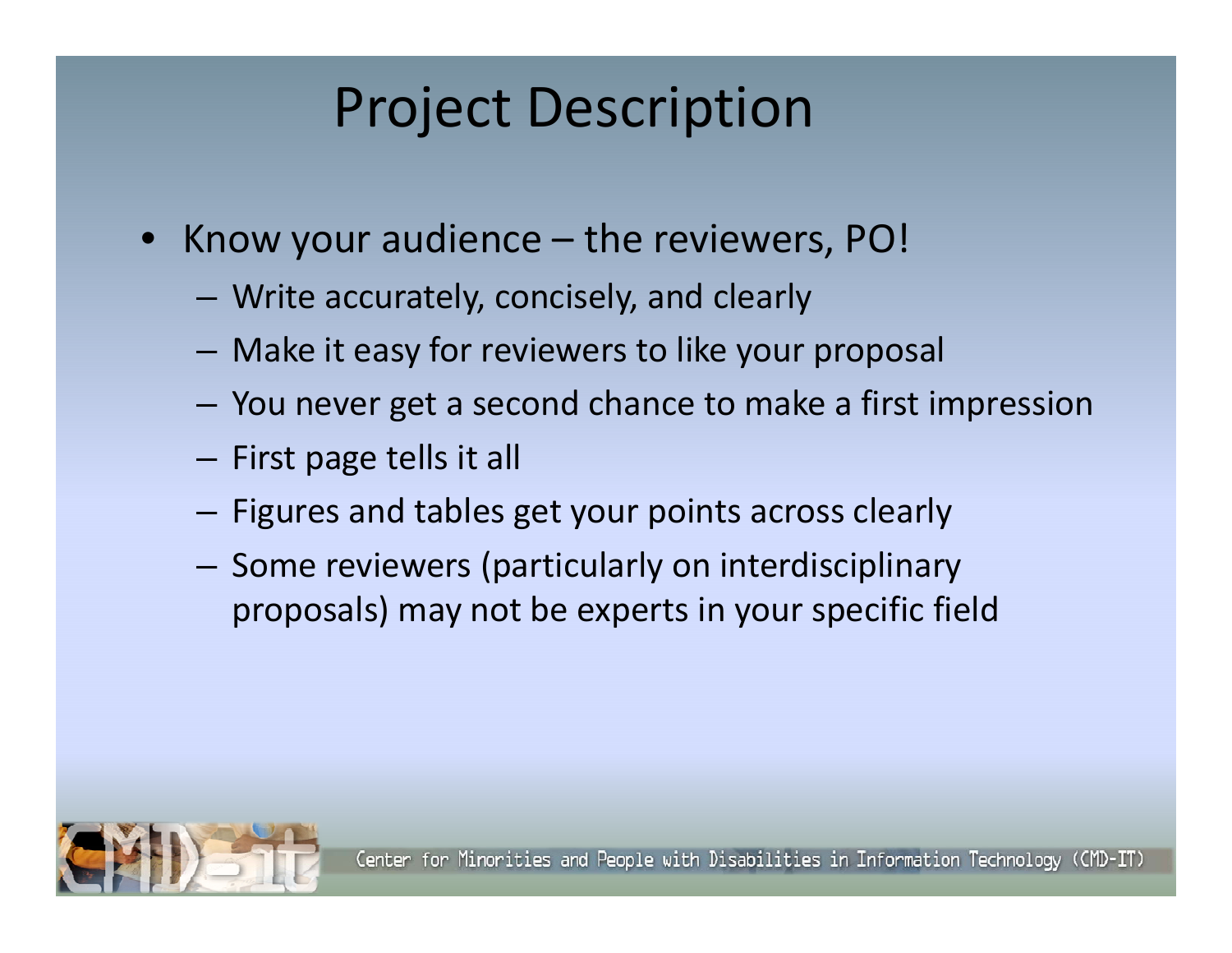# Project Description

- Know your audience – the reviewers, PO!
  - Write accurately, concisely, and clearly
  - Make it easy for reviewers to like your proposal
  - You never get a second chance to make a first impression
  - First page tells it all
  - Figures and tables get your points across clearly
  - Some reviewers (particularly on interdisciplinary proposals) may not be experts in your specific field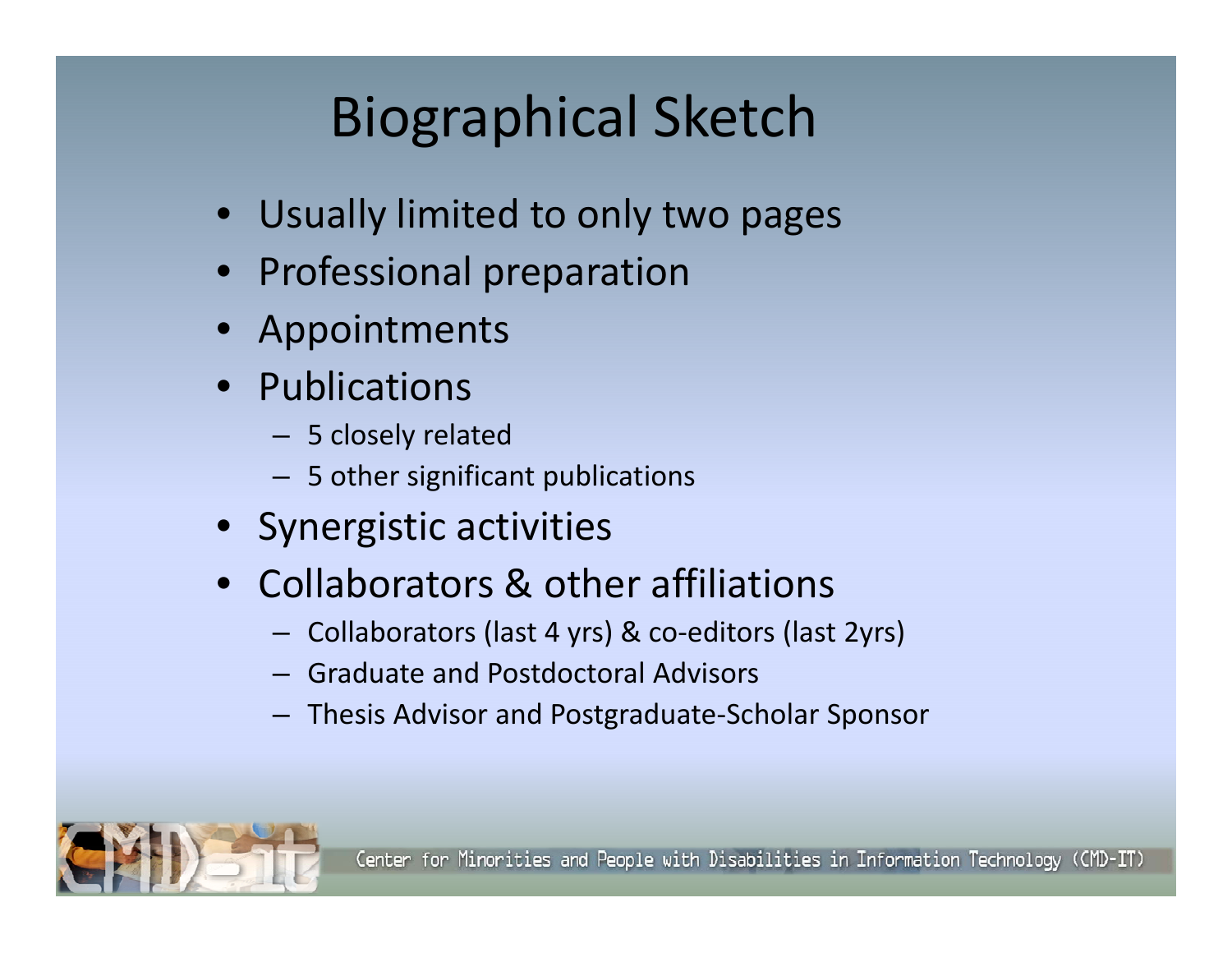# Biographical Sketch

- Usually limited to only two pages
- Professional preparation
- Appointments
- Publications
  - 5 closely related
  - 5 other significant publications
- Synergistic activities
- Collaborators & other affiliations
  - Collaborators (last 4 yrs) & co-editors (last 2yrs)
  - Graduate and Postdoctoral Advisors
  - Thesis Advisor and Postgraduate-Scholar Sponsor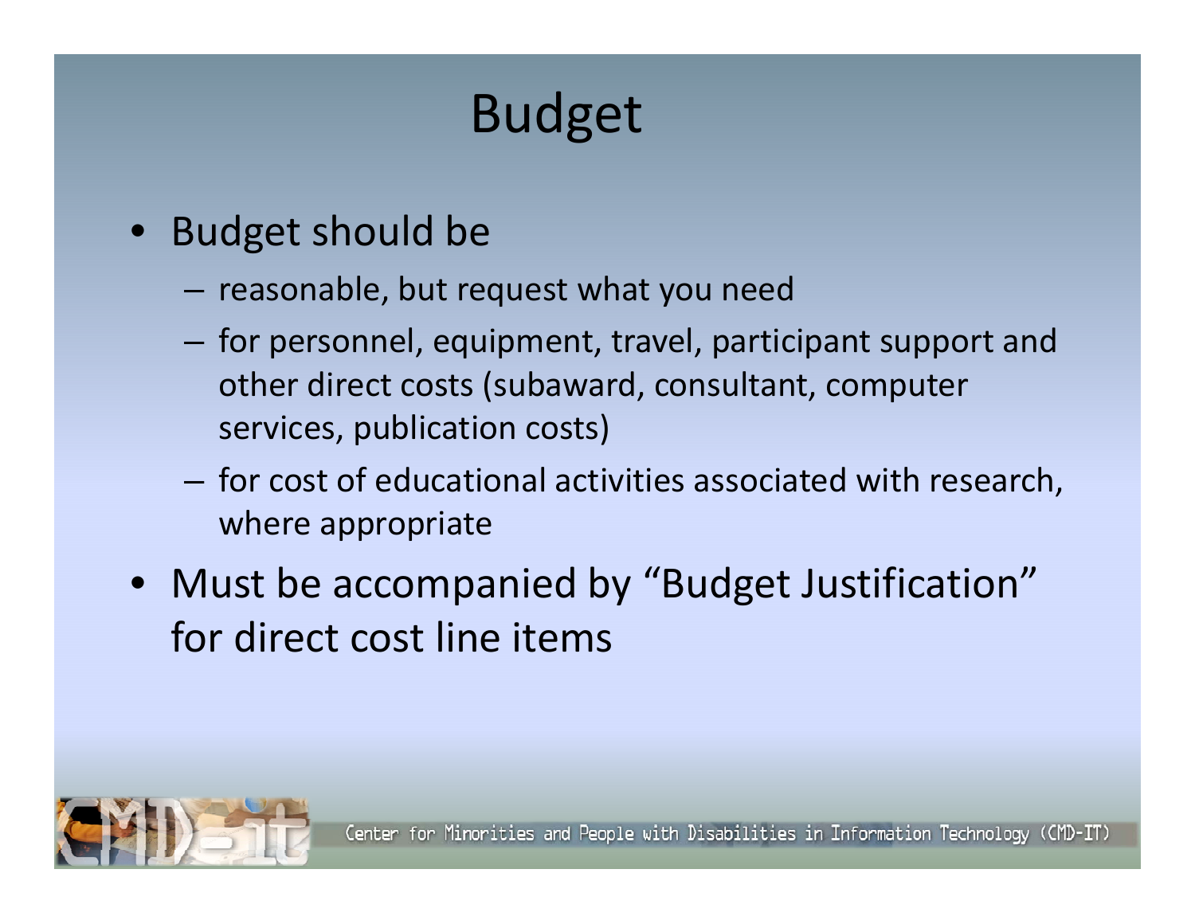# Budget

- Budget should be
  - reasonable, but request what you need
  - for personnel, equipment, travel, participant support and other direct costs (subaward, consultant, computer services, publication costs)
  - for cost of educational activities associated with research, where appropriate
- Must be accompanied by "Budget Justification" for direct cost line items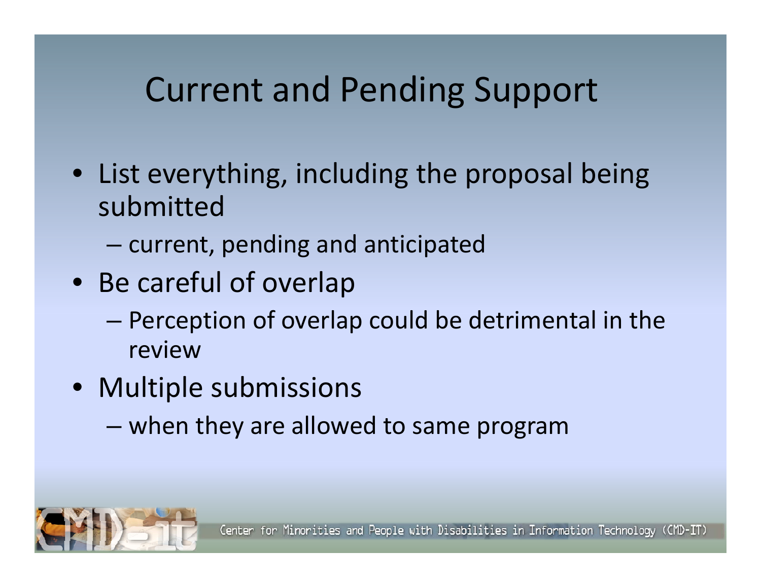# Current and Pending Support

- List everything, including the proposal being submitted
  - current, pending and anticipated
- Be careful of overlap
  - Perception of overlap could be detrimental in the review
- Multiple submissions
  - when they are allowed to same program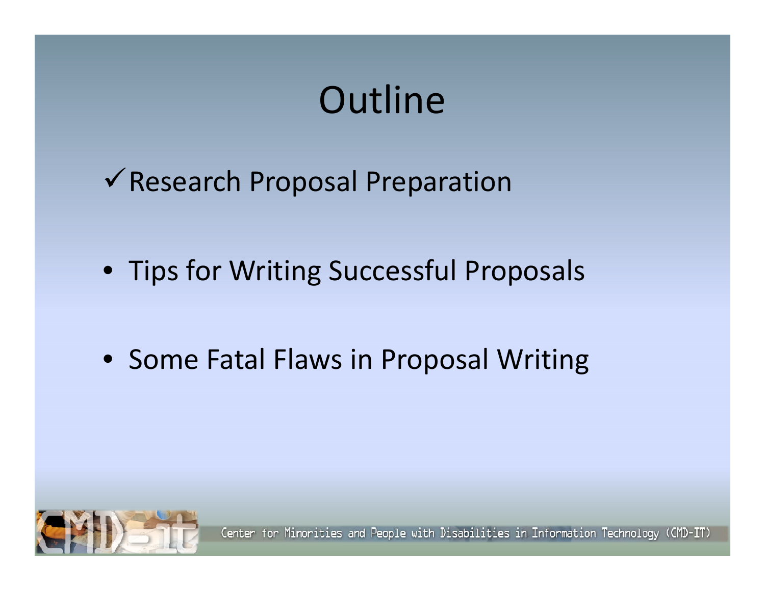# Outline

- ✓ Research Proposal Preparation
- Tips for Writing Successful Proposals
- Some Fatal Flaws in Proposal Writing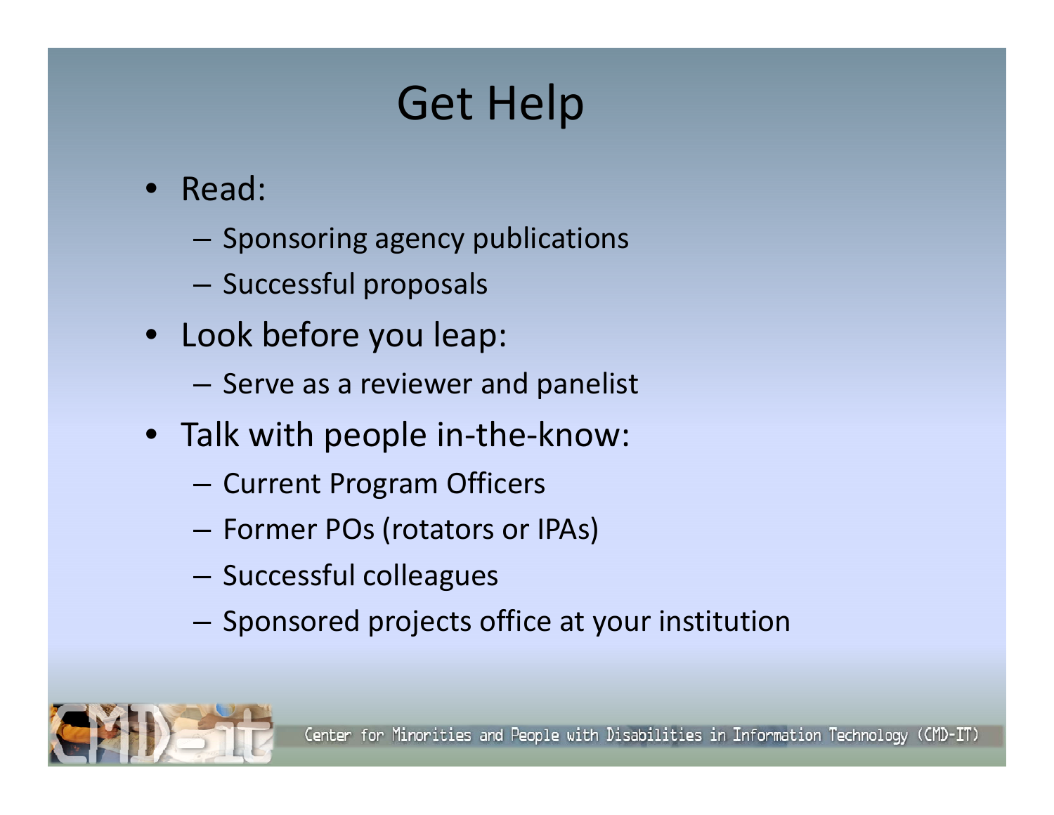# Get Help

- Read:
  - Sponsoring agency publications
  - Successful proposals
- Look before you leap:
  - Serve as a reviewer and panelist
- Talk with people in-the-know:
  - Current Program Officers
  - Former POs (rotators or IPAs)
  - Successful colleagues
  - Sponsored projects office at your institution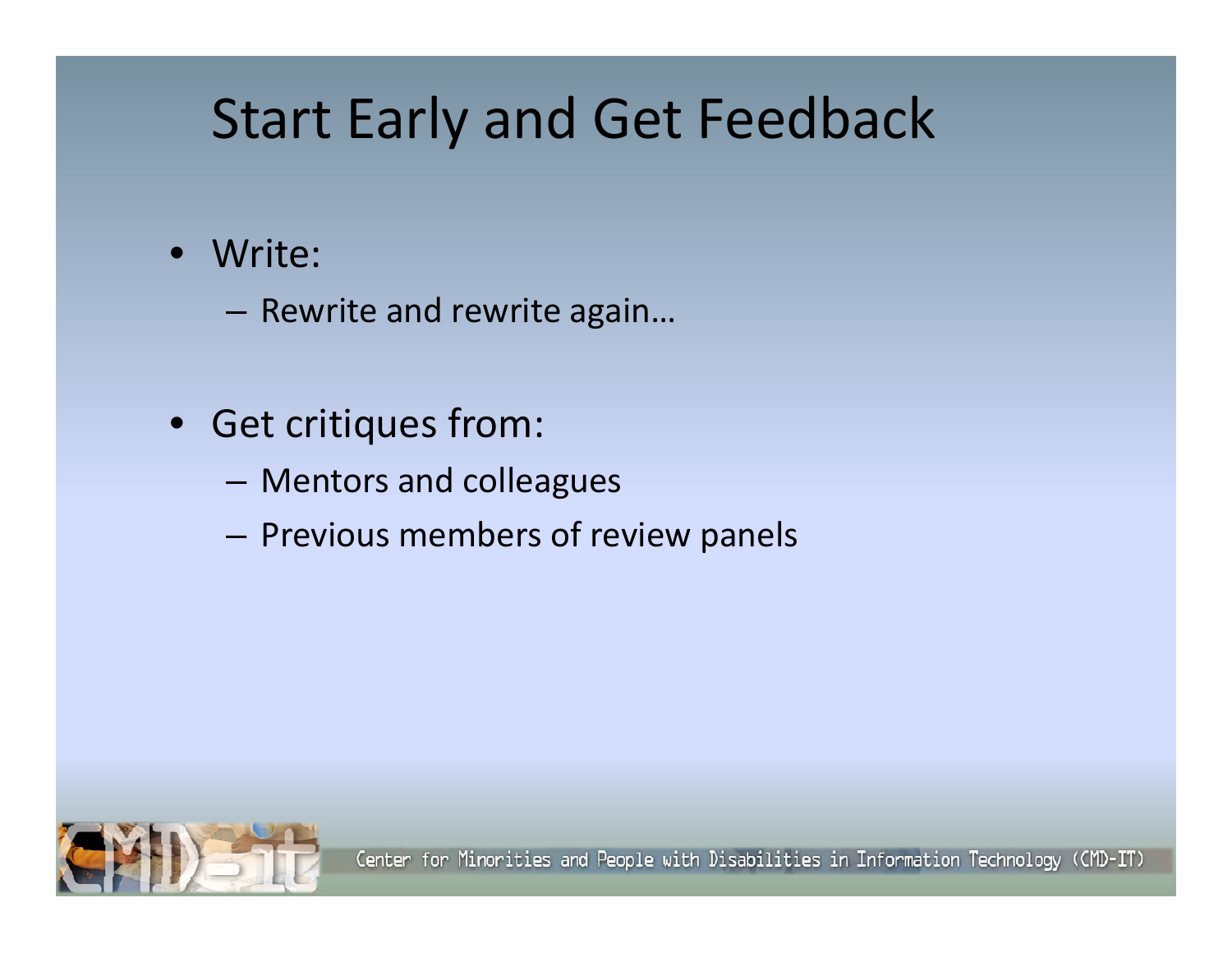# Start Early and Get Feedback

- Write:
  - Rewrite and rewrite again…
- Get critiques from:
  - Mentors and colleagues
  - Previous members of review panels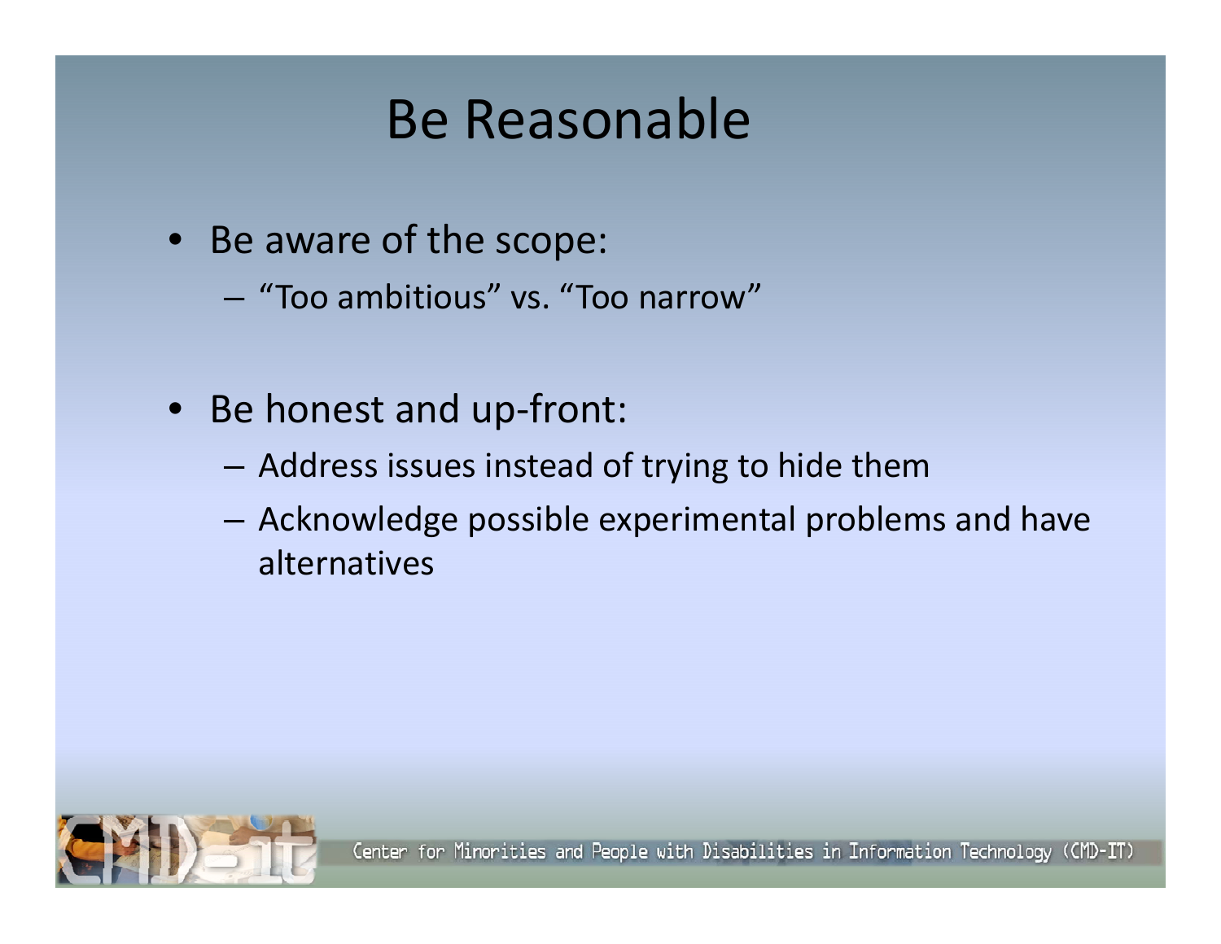# Be Reasonable

- Be aware of the scope:
  - "Too ambitious" vs. "Too narrow"
- Be honest and up-front:
  - Address issues instead of trying to hide them
  - Acknowledge possible experimental problems and have alternatives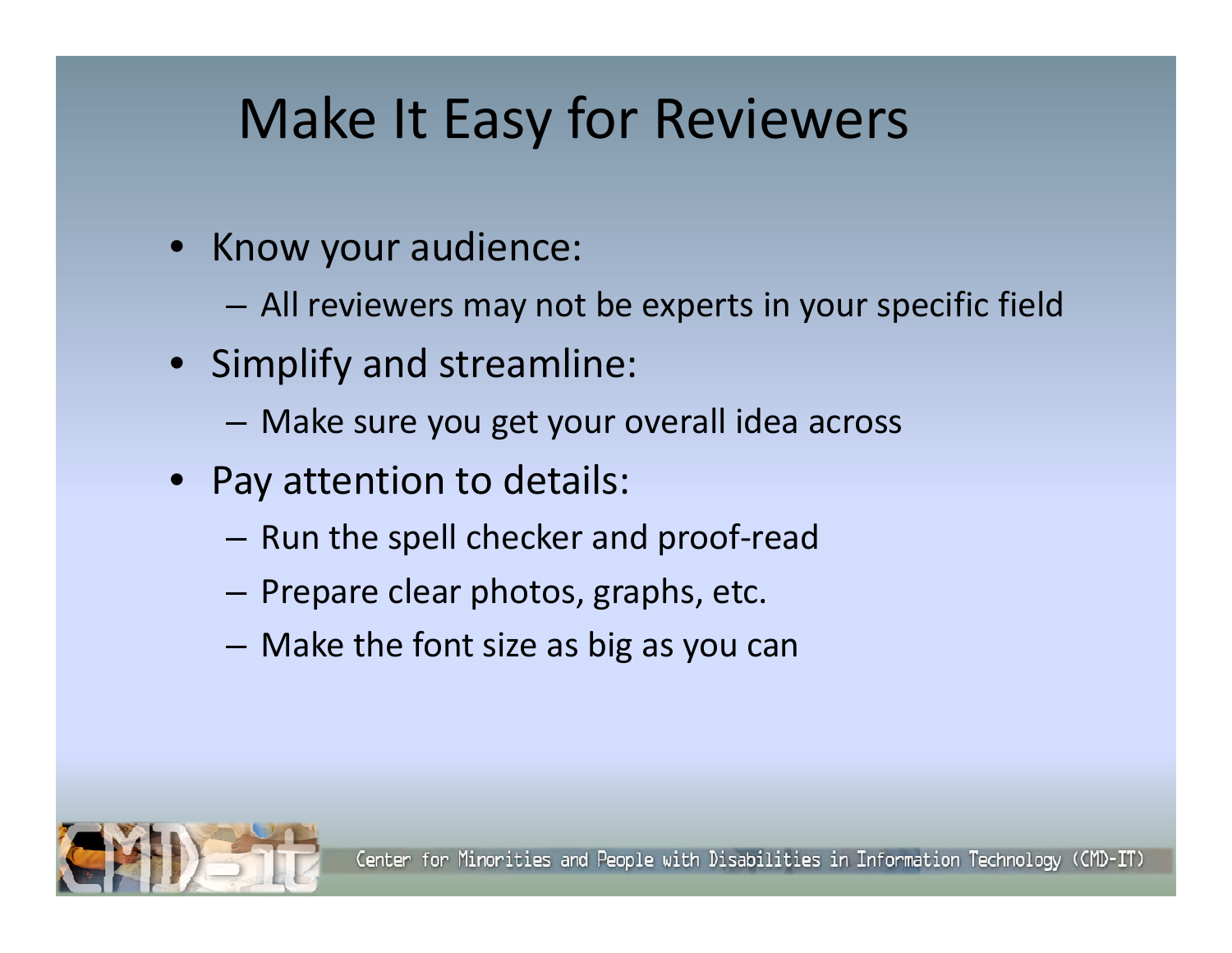# Make It Easy for Reviewers

- Know your audience:
  - All reviewers may not be experts in your specific field
- Simplify and streamline:
  - Make sure you get your overall idea across
- Pay attention to details:
  - Run the spell checker and proof-read
  - Prepare clear photos, graphs, etc.
  - Make the font size as big as you can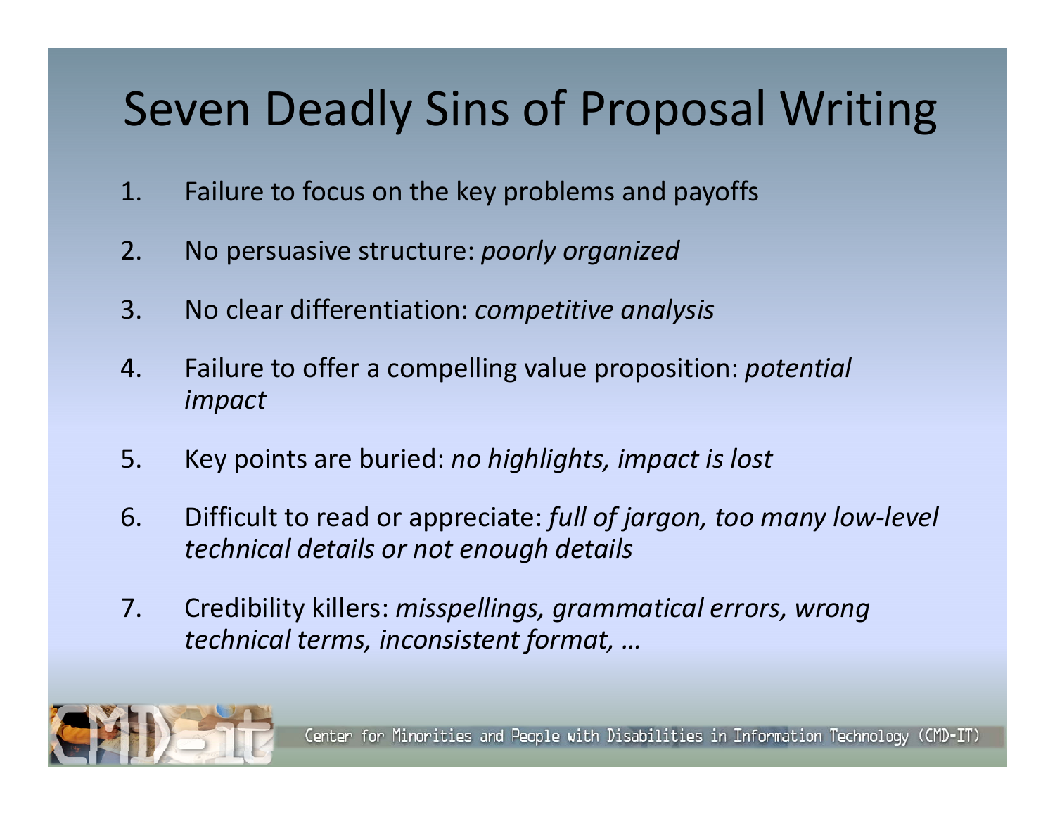# Seven Deadly Sins of Proposal Writing

1. Failure to focus on the key problems and payoffs
2. No persuasive structure: *poorly organized*
3. No clear differentiation: *competitive analysis*
4. Failure to offer a compelling value proposition: *potential impact*
5. Key points are buried: *no highlights, impact is lost*
6. Difficult to read or appreciate: *full of jargon, too many low-level technical details or not enough details*
7. Credibility killers: *misspellings, grammatical errors, wrong technical terms, inconsistent format, …*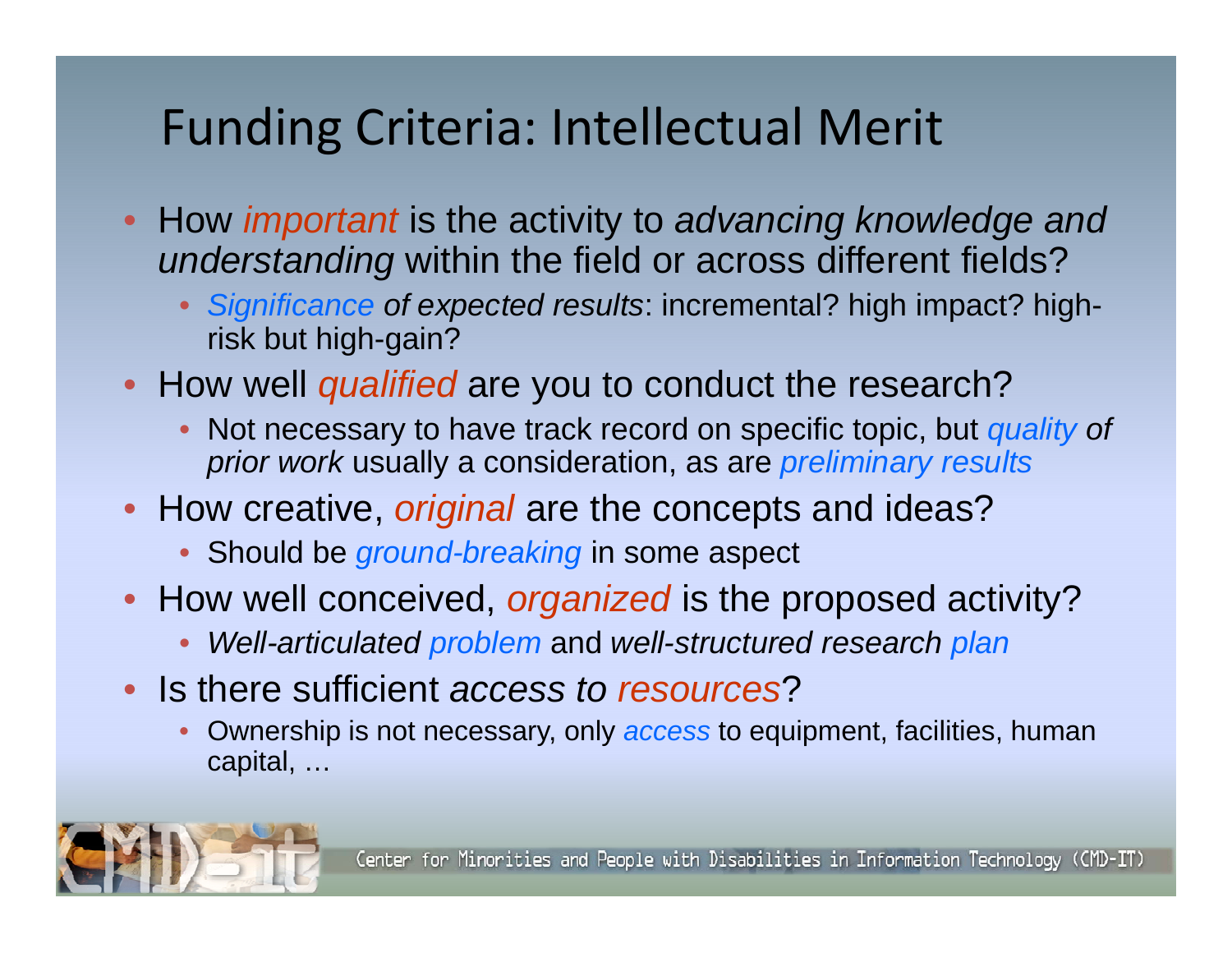# Funding Criteria: Intellectual Merit

- How *important* is the activity to *advancing knowledge and understanding* within the field or across different fields?
  - *Significance of expected results*: incremental? high impact? high-risk but high-gain?
- How well *qualified* are you to conduct the research?
  - Not necessary to have track record on specific topic, but *quality of prior work* usually a consideration, as are *preliminary results*
- How creative, *original* are the concepts and ideas?
  - Should be *ground-breaking* in some aspect
- How well conceived, *organized* is the proposed activity?
  - *Well-articulated problem* and *well-structured research plan*
- Is there sufficient *access to resources*?
  - Ownership is not necessary, only *access* to equipment, facilities, human capital, …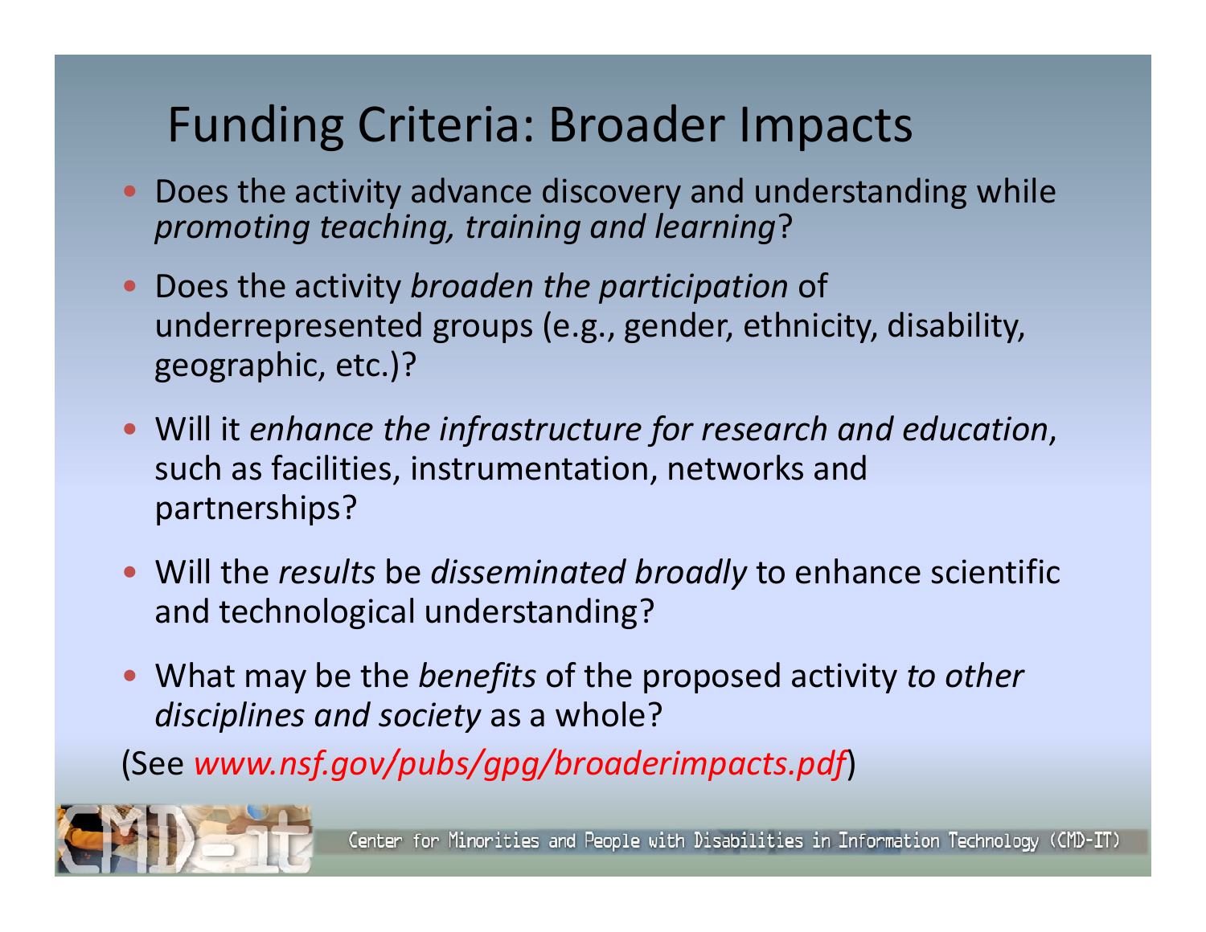# Funding Criteria: Broader Impacts

- Does the activity advance discovery and understanding while *promoting teaching, training and learning*?
- Does the activity *broaden the participation* of underrepresented groups (e.g., gender, ethnicity, disability, geographic, etc.)?
- Will it *enhance the infrastructure for research and education*, such as facilities, instrumentation, networks and partnerships?
- Will the *results* be *disseminated broadly* to enhance scientific and technological understanding?
- What may be the *benefits* of the proposed activity *to other disciplines and society* as a whole?

(See *www.nsf.gov/pubs/gpg/broaderimpacts.pdf*)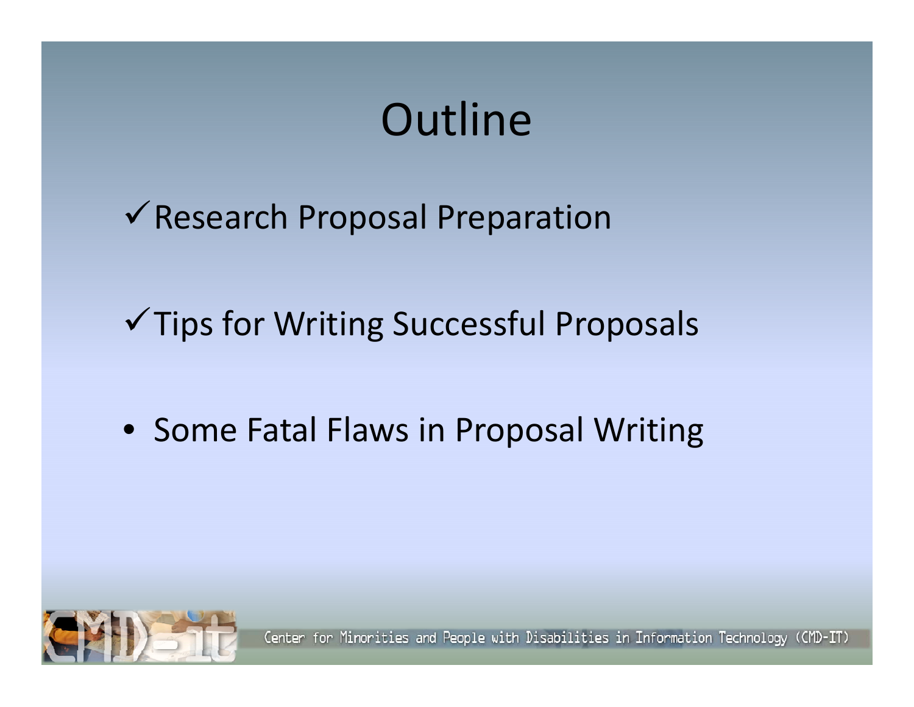# Outline

- ✓ Research Proposal Preparation
- ✓ Tips for Writing Successful Proposals
- Some Fatal Flaws in Proposal Writing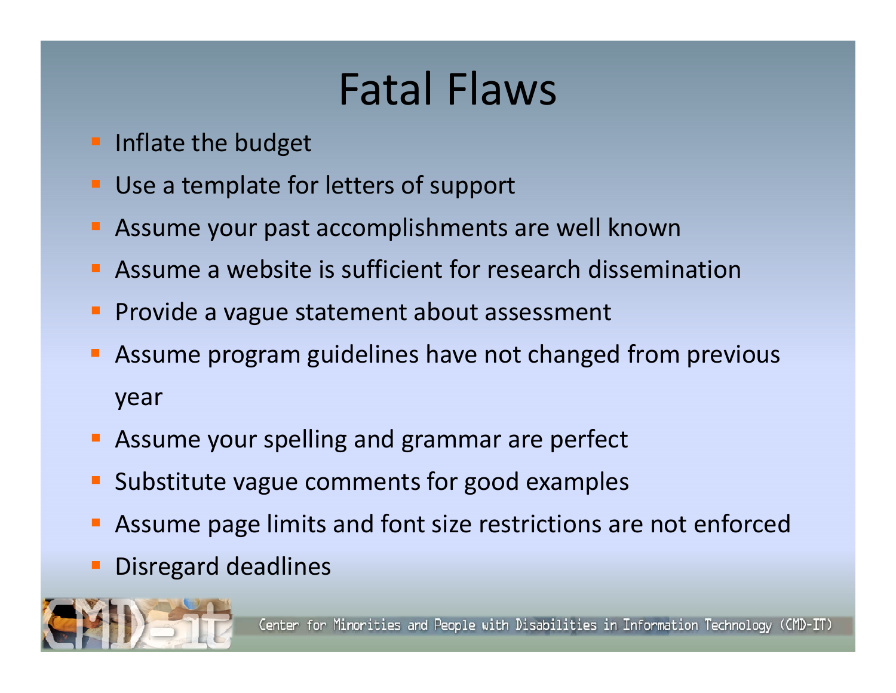# Fatal Flaws

- Inflate the budget
- Use a template for letters of support
- Assume your past accomplishments are well known
- Assume a website is sufficient for research dissemination
- Provide a vague statement about assessment
- Assume program guidelines have not changed from previous year
- Assume your spelling and grammar are perfect
- Substitute vague comments for good examples
- Assume page limits and font size restrictions are not enforced
- Disregard deadlines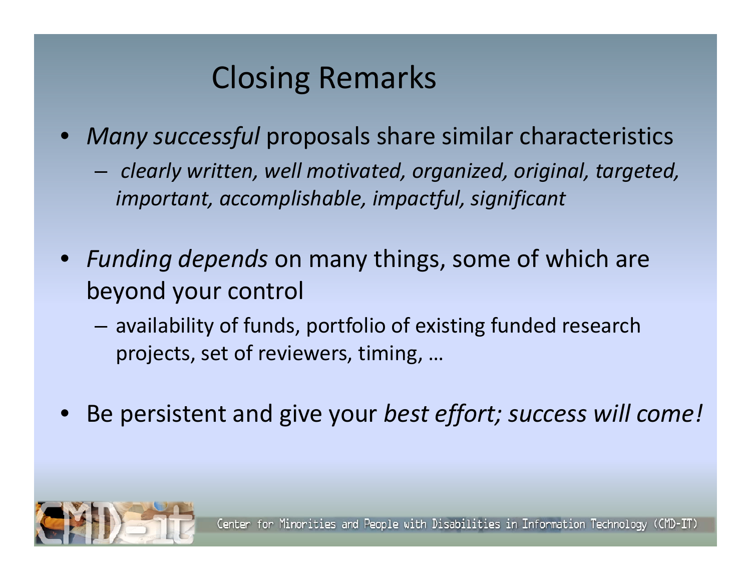# Closing Remarks

- *Many successful* proposals share similar characteristics
  - *clearly written, well motivated, organized, original, targeted, important, accomplishable, impactful, significant*
- *Funding depends* on many things, some of which are beyond your control
  - availability of funds, portfolio of existing funded research projects, set of reviewers, timing, …
- Be persistent and give your *best effort; success will come!*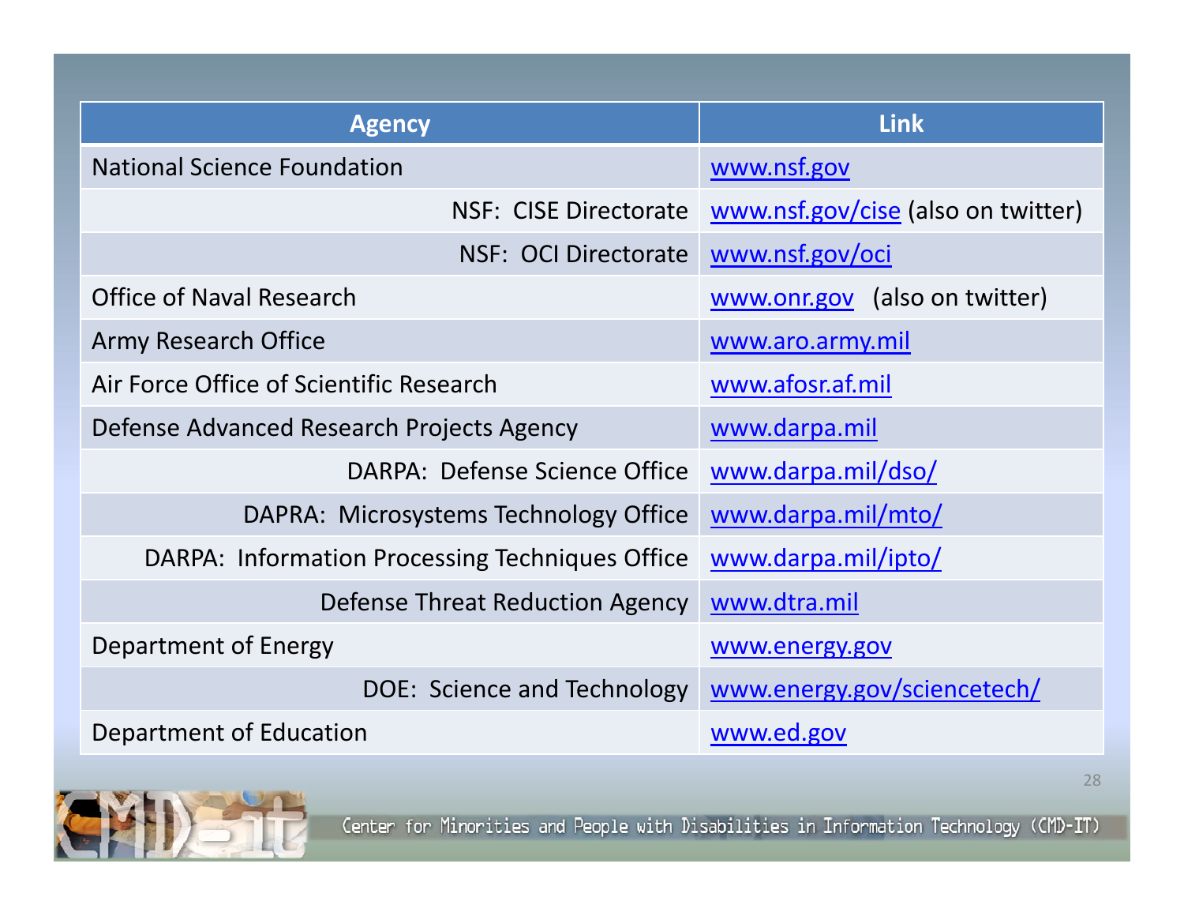| Agency | Link |
|---|---|
| National Science Foundation | www.nsf.gov |
| NSF:  CISE Directorate | www.nsf.gov/cise (also on twitter) |
| NSF:  OCI Directorate | www.nsf.gov/oci |
| Office of Naval Research | www.onr.gov   (also on twitter) |
| Army Research Office | www.aro.army.mil |
| Air Force Office of Scientific Research | www.afosr.af.mil |
| Defense Advanced Research Projects Agency | www.darpa.mil |
| DARPA:  Defense Science Office | www.darpa.mil/dso/ |
| DAPRA:  Microsystems Technology Office | www.darpa.mil/mto/ |
| DARPA:  Information Processing Techniques Office | www.darpa.mil/ipto/ |
| Defense Threat Reduction Agency | www.dtra.mil |
| Department of Energy | www.energy.gov |
| DOE:  Science and Technology | www.energy.gov/sciencetech/ |
| Department of Education | www.ed.gov |

Center for Minorities and People with Disabilities in Information Technology (CMD-IT)